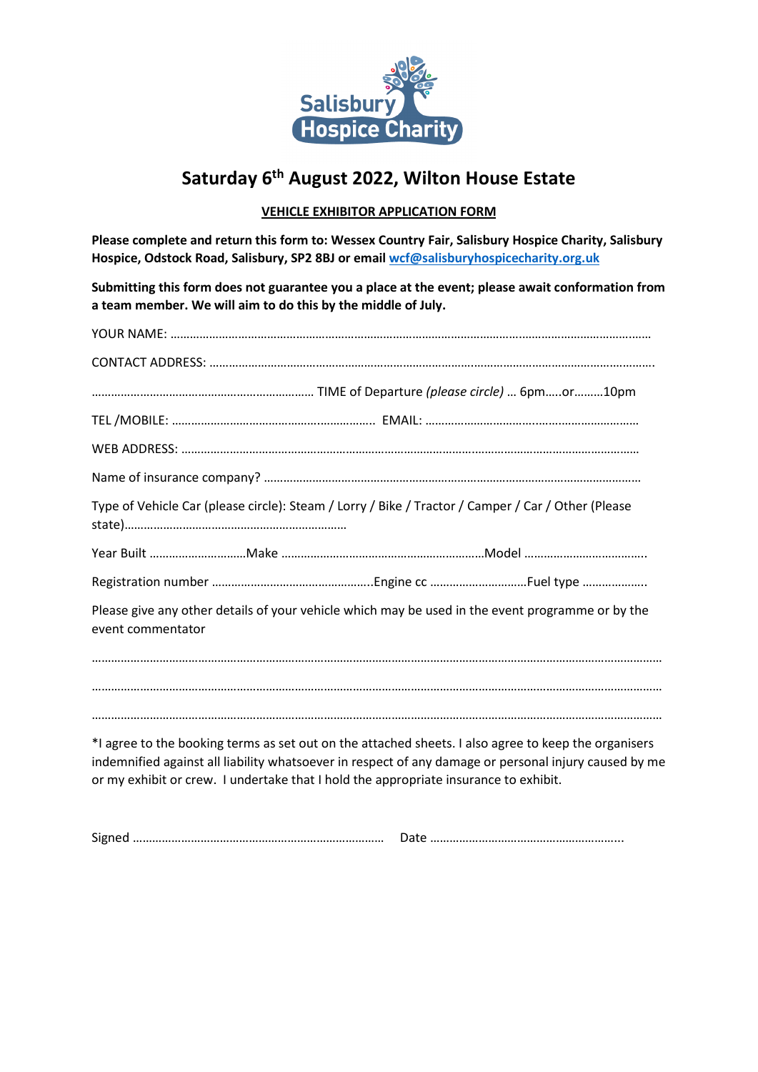Salisbury Hospice Charity

# Saturday 6th August 2022, Wilton House Estate

**VEHICLE EXHIBITOR APPLICATION FORM**

**Please complete and return this form to: Wessex Country Fair, Salisbury Hospice Charity, Salisbury Hospice, Odstock Road, Salisbury, SP2 8BJ or email wcf@salisburyhospicecharity.org.uk**

**Submitting this form does not guarantee you a place at the event; please await conformation from a team member. We will aim to do this by the middle of July.**

YOUR NAME: …………………………………………………………………………………………………………………………………

CONTACT ADDRESS: ……………………………………………………………………………………………………………………………

…………………………………………………………… TIME of Departure *(please circle)* … 6pm…..or………10pm

TEL /MOBILE: ……………………………………………………… EMAIL: …………………………………………………………

WEB ADDRESS: ………………………………………………………………………………………………………………………………

Name of insurance company? ………………………………………………………………………………………………………

Type of Vehicle Car (please circle): Steam / Lorry / Bike / Tractor / Camper / Car / Other (Please state)……………………………………………………………

Year Built …………………………Make ………………………………………………………Model ……………………………….

Registration number …………………………………………..Engine cc …………………………Fuel type ……………….

Please give any other details of your vehicle which may be used in the event programme or by the event commentator

………………………………………………………………………………………………………………………………………………………

………………………………………………………………………………………………………………………………………………………

………………………………………………………………………………………………………………………………………………………

*I agree to the booking terms as set out on the attached sheets. I also agree to keep the organisers indemnified against all liability whatsoever in respect of any damage or personal injury caused by me or my exhibit or crew. I undertake that I hold the appropriate insurance to exhibit.

Signed …………………………………………………………………… Date …………………………………………………...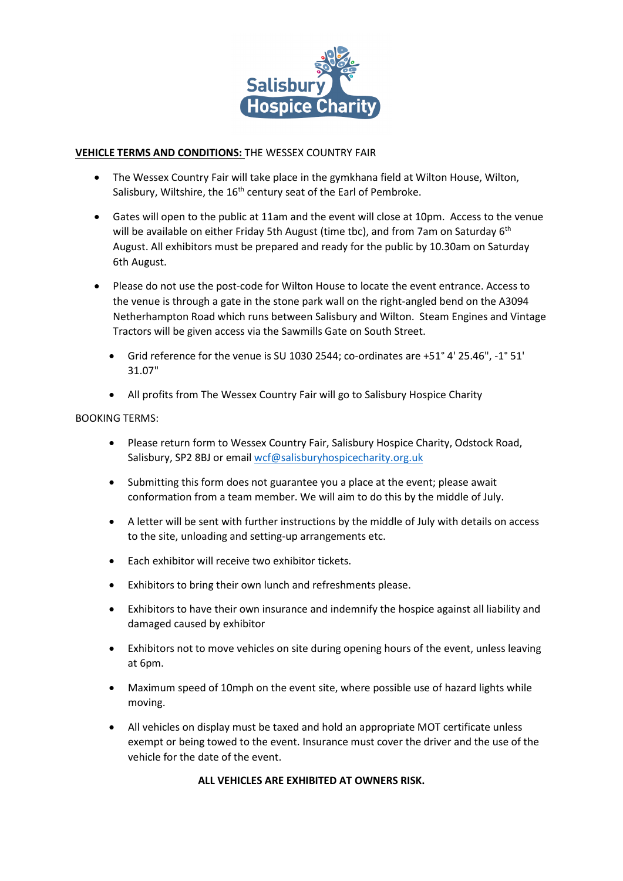Salisbury Hospice Charity

**VEHICLE TERMS AND CONDITIONS:** THE WESSEX COUNTRY FAIR

- The Wessex Country Fair will take place in the gymkhana field at Wilton House, Wilton, Salisbury, Wiltshire, the 16th century seat of the Earl of Pembroke.
- Gates will open to the public at 11am and the event will close at 10pm. Access to the venue will be available on either Friday 5th August (time tbc), and from 7am on Saturday 6th August. All exhibitors must be prepared and ready for the public by 10.30am on Saturday 6th August.
- Please do not use the post-code for Wilton House to locate the event entrance. Access to the venue is through a gate in the stone park wall on the right-angled bend on the A3094 Netherhampton Road which runs between Salisbury and Wilton. Steam Engines and Vintage Tractors will be given access via the Sawmills Gate on South Street.
  - Grid reference for the venue is SU 1030 2544; co-ordinates are +51° 4' 25.46", -1° 51' 31.07"
  - All profits from The Wessex Country Fair will go to Salisbury Hospice Charity

BOOKING TERMS:

- Please return form to Wessex Country Fair, Salisbury Hospice Charity, Odstock Road, Salisbury, SP2 8BJ or email wcf@salisburyhospicecharity.org.uk
- Submitting this form does not guarantee you a place at the event; please await conformation from a team member. We will aim to do this by the middle of July.
- A letter will be sent with further instructions by the middle of July with details on access to the site, unloading and setting-up arrangements etc.
- Each exhibitor will receive two exhibitor tickets.
- Exhibitors to bring their own lunch and refreshments please.
- Exhibitors to have their own insurance and indemnify the hospice against all liability and damaged caused by exhibitor
- Exhibitors not to move vehicles on site during opening hours of the event, unless leaving at 6pm.
- Maximum speed of 10mph on the event site, where possible use of hazard lights while moving.
- All vehicles on display must be taxed and hold an appropriate MOT certificate unless exempt or being towed to the event. Insurance must cover the driver and the use of the vehicle for the date of the event.

**ALL VEHICLES ARE EXHIBITED AT OWNERS RISK.**